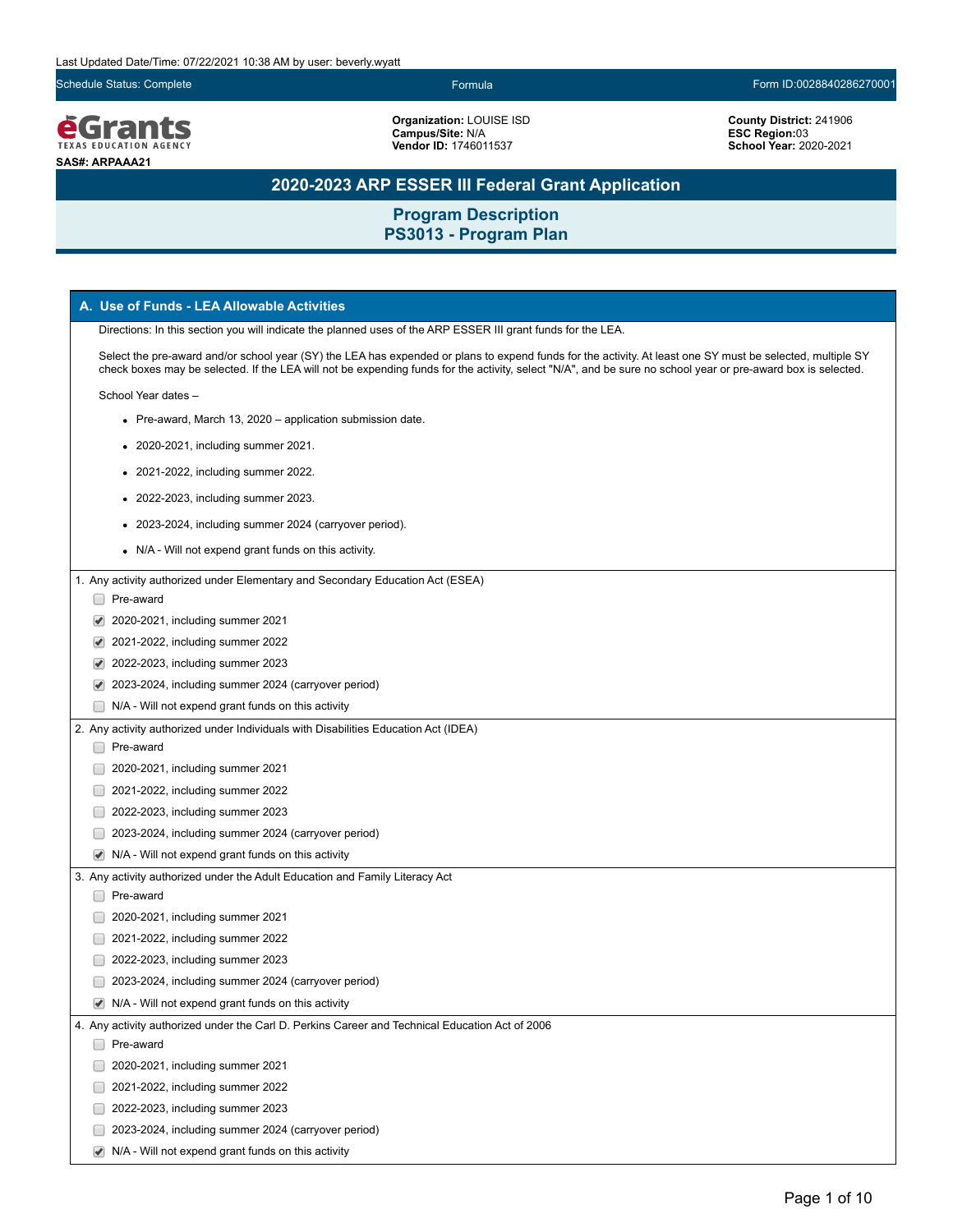Last Updated Date/Time: 07/22/2021 10:38 AM by user: beverly.wyatt

Schedule Status: Complete | Formula | Form ID:0028840286270001

eGrants TEXAS EDUCATION AGENCY

SAS#: ARPAAA21

**Organization:** LOUISE ISD
**Campus/Site:** N/A
**Vendor ID:** 1746011537

**County District:** 241906
**ESC Region:** 03
**School Year:** 2020-2021

# 2020-2023 ARP ESSER III Federal Grant Application

## Program Description
## PS3013 - Program Plan

### A. Use of Funds - LEA Allowable Activities

Directions: In this section you will indicate the planned uses of the ARP ESSER III grant funds for the LEA.

Select the pre-award and/or school year (SY) the LEA has expended or plans to expend funds for the activity. At least one SY must be selected, multiple SY check boxes may be selected. If the LEA will not be expending funds for the activity, select "N/A", and be sure no school year or pre-award box is selected.

School Year dates –

- Pre-award, March 13, 2020 – application submission date.
- 2020-2021, including summer 2021.
- 2021-2022, including summer 2022.
- 2022-2023, including summer 2023.
- 2023-2024, including summer 2024 (carryover period).
- N/A - Will not expend grant funds on this activity.

1. Any activity authorized under Elementary and Secondary Education Act (ESEA)
   - [ ] Pre-award
   - [x] 2020-2021, including summer 2021
   - [x] 2021-2022, including summer 2022
   - [x] 2022-2023, including summer 2023
   - [x] 2023-2024, including summer 2024 (carryover period)
   - [ ] N/A - Will not expend grant funds on this activity

2. Any activity authorized under Individuals with Disabilities Education Act (IDEA)
   - [ ] Pre-award
   - [ ] 2020-2021, including summer 2021
   - [ ] 2021-2022, including summer 2022
   - [ ] 2022-2023, including summer 2023
   - [ ] 2023-2024, including summer 2024 (carryover period)
   - [x] N/A - Will not expend grant funds on this activity

3. Any activity authorized under the Adult Education and Family Literacy Act
   - [ ] Pre-award
   - [ ] 2020-2021, including summer 2021
   - [ ] 2021-2022, including summer 2022
   - [ ] 2022-2023, including summer 2023
   - [ ] 2023-2024, including summer 2024 (carryover period)
   - [x] N/A - Will not expend grant funds on this activity

4. Any activity authorized under the Carl D. Perkins Career and Technical Education Act of 2006
   - [ ] Pre-award
   - [ ] 2020-2021, including summer 2021
   - [ ] 2021-2022, including summer 2022
   - [ ] 2022-2023, including summer 2023
   - [ ] 2023-2024, including summer 2024 (carryover period)
   - [x] N/A - Will not expend grant funds on this activity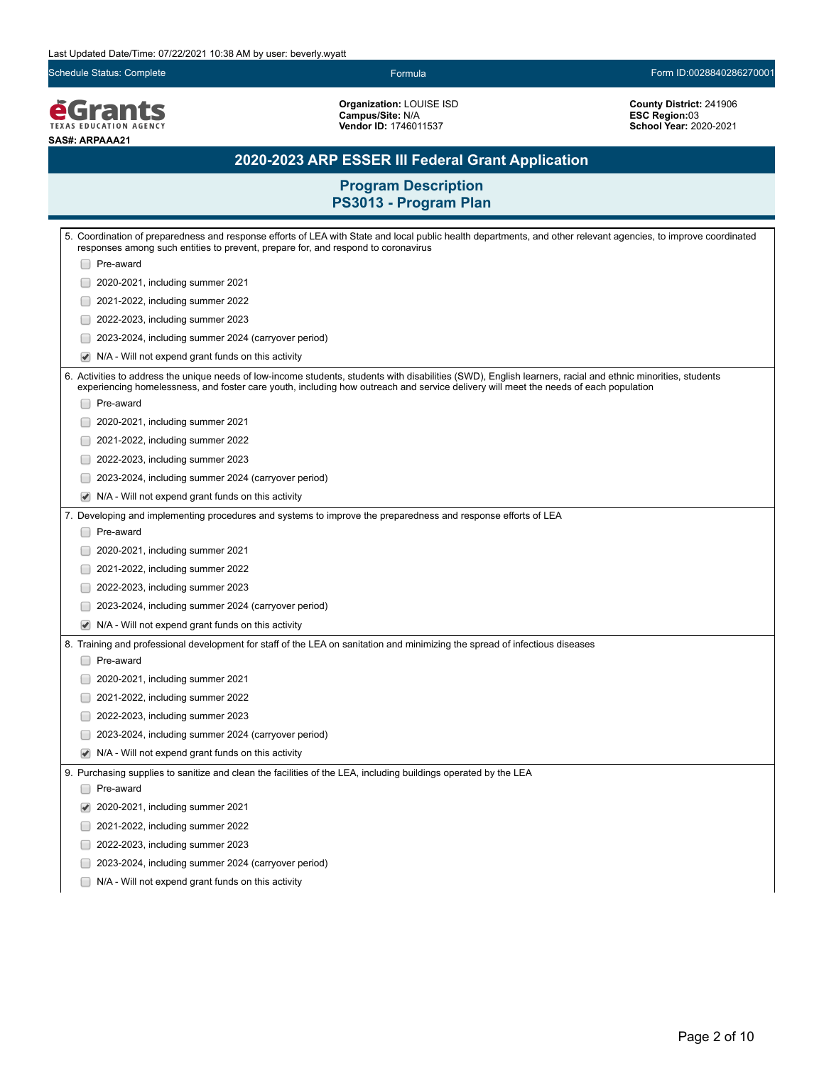Last Updated Date/Time: 07/22/2021 10:38 AM by user: beverly.wyatt

Schedule Status: Complete | Formula | Form ID:0028840286270001

**Organization:** LOUISE ISD
**Campus/Site:** N/A
**Vendor ID:** 1746011537

**County District:** 241906
**ESC Region:**03
**School Year:** 2020-2021

SAS#: ARPAAA21

## 2020-2023 ARP ESSER III Federal Grant Application

### Program Description
### PS3013 - Program Plan

5. Coordination of preparedness and response efforts of LEA with State and local public health departments, and other relevant agencies, to improve coordinated responses among such entities to prevent, prepare for, and respond to coronavirus
   - [ ] Pre-award
   - [ ] 2020-2021, including summer 2021
   - [ ] 2021-2022, including summer 2022
   - [ ] 2022-2023, including summer 2023
   - [ ] 2023-2024, including summer 2024 (carryover period)
   - [x] N/A - Will not expend grant funds on this activity

6. Activities to address the unique needs of low-income students, students with disabilities (SWD), English learners, racial and ethnic minorities, students experiencing homelessness, and foster care youth, including how outreach and service delivery will meet the needs of each population
   - [ ] Pre-award
   - [ ] 2020-2021, including summer 2021
   - [ ] 2021-2022, including summer 2022
   - [ ] 2022-2023, including summer 2023
   - [ ] 2023-2024, including summer 2024 (carryover period)
   - [x] N/A - Will not expend grant funds on this activity

7. Developing and implementing procedures and systems to improve the preparedness and response efforts of LEA
   - [ ] Pre-award
   - [ ] 2020-2021, including summer 2021
   - [ ] 2021-2022, including summer 2022
   - [ ] 2022-2023, including summer 2023
   - [ ] 2023-2024, including summer 2024 (carryover period)
   - [x] N/A - Will not expend grant funds on this activity

8. Training and professional development for staff of the LEA on sanitation and minimizing the spread of infectious diseases
   - [ ] Pre-award
   - [ ] 2020-2021, including summer 2021
   - [ ] 2021-2022, including summer 2022
   - [ ] 2022-2023, including summer 2023
   - [ ] 2023-2024, including summer 2024 (carryover period)
   - [x] N/A - Will not expend grant funds on this activity

9. Purchasing supplies to sanitize and clean the facilities of the LEA, including buildings operated by the LEA
   - [ ] Pre-award
   - [x] 2020-2021, including summer 2021
   - [ ] 2021-2022, including summer 2022
   - [ ] 2022-2023, including summer 2023
   - [ ] 2023-2024, including summer 2024 (carryover period)
   - [ ] N/A - Will not expend grant funds on this activity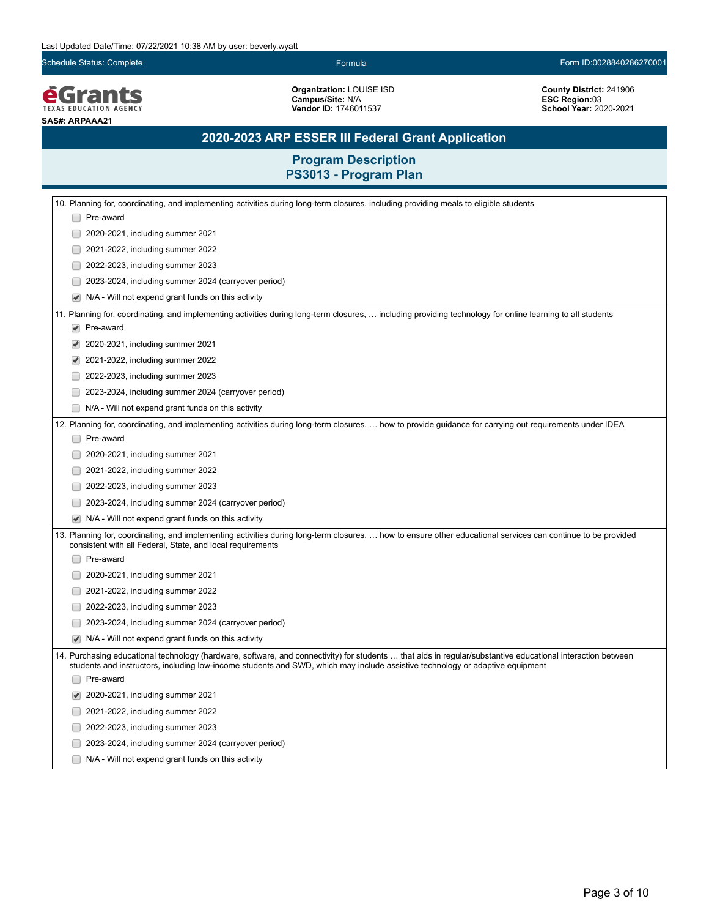Last Updated Date/Time: 07/22/2021 10:38 AM by user: beverly.wyatt

Schedule Status: Complete | Formula | Form ID:0028840286270001

**Organization:** LOUISE ISD
**Campus/Site:** N/A
**Vendor ID:** 1746011537

**County District:** 241906
**ESC Region:**03
**School Year:** 2020-2021

**SAS#: ARPAAA21**

## 2020-2023 ARP ESSER III Federal Grant Application

### Program Description
### PS3013 - Program Plan

10. Planning for, coordinating, and implementing activities during long-term closures, including providing meals to eligible students
    - [ ] Pre-award
    - [ ] 2020-2021, including summer 2021
    - [ ] 2021-2022, including summer 2022
    - [ ] 2022-2023, including summer 2023
    - [ ] 2023-2024, including summer 2024 (carryover period)
    - [x] N/A - Will not expend grant funds on this activity

11. Planning for, coordinating, and implementing activities during long-term closures, … including providing technology for online learning to all students
    - [x] Pre-award
    - [x] 2020-2021, including summer 2021
    - [x] 2021-2022, including summer 2022
    - [ ] 2022-2023, including summer 2023
    - [ ] 2023-2024, including summer 2024 (carryover period)
    - [ ] N/A - Will not expend grant funds on this activity

12. Planning for, coordinating, and implementing activities during long-term closures, … how to provide guidance for carrying out requirements under IDEA
    - [ ] Pre-award
    - [ ] 2020-2021, including summer 2021
    - [ ] 2021-2022, including summer 2022
    - [ ] 2022-2023, including summer 2023
    - [ ] 2023-2024, including summer 2024 (carryover period)
    - [x] N/A - Will not expend grant funds on this activity

13. Planning for, coordinating, and implementing activities during long-term closures, … how to ensure other educational services can continue to be provided consistent with all Federal, State, and local requirements
    - [ ] Pre-award
    - [ ] 2020-2021, including summer 2021
    - [ ] 2021-2022, including summer 2022
    - [ ] 2022-2023, including summer 2023
    - [ ] 2023-2024, including summer 2024 (carryover period)
    - [x] N/A - Will not expend grant funds on this activity

14. Purchasing educational technology (hardware, software, and connectivity) for students … that aids in regular/substantive educational interaction between students and instructors, including low-income students and SWD, which may include assistive technology or adaptive equipment
    - [ ] Pre-award
    - [x] 2020-2021, including summer 2021
    - [ ] 2021-2022, including summer 2022
    - [ ] 2022-2023, including summer 2023
    - [ ] 2023-2024, including summer 2024 (carryover period)
    - [ ] N/A - Will not expend grant funds on this activity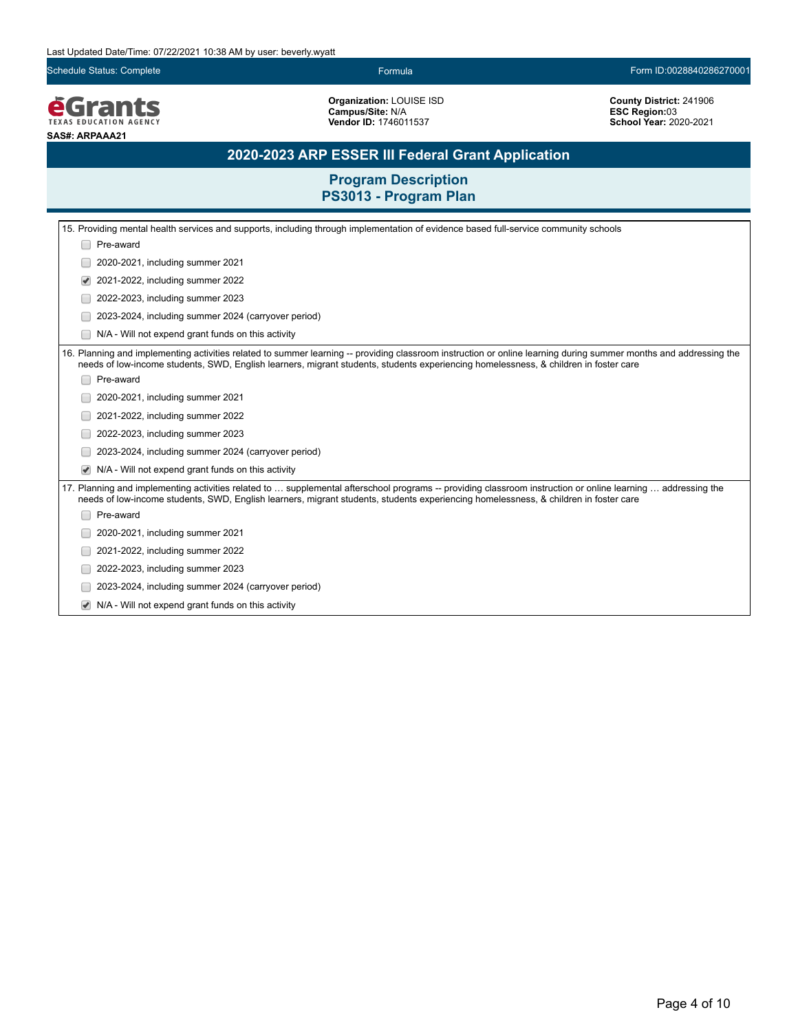Last Updated Date/Time: 07/22/2021 10:38 AM by user: beverly.wyatt

Schedule Status: Complete | Formula | Form ID:0028840286270001

**eGrants** TEXAS EDUCATION AGENCY

**SAS#: ARPAAA21**

**Organization:** LOUISE ISD
**Campus/Site:** N/A
**Vendor ID:** 1746011537

**County District:** 241906
**ESC Region:** 03
**School Year:** 2020-2021

# 2020-2023 ARP ESSER III Federal Grant Application

## Program Description
## PS3013 - Program Plan

15. Providing mental health services and supports, including through implementation of evidence based full-service community schools

- [ ] Pre-award
- [ ] 2020-2021, including summer 2021
- [x] 2021-2022, including summer 2022
- [ ] 2022-2023, including summer 2023
- [ ] 2023-2024, including summer 2024 (carryover period)
- [ ] N/A - Will not expend grant funds on this activity

16. Planning and implementing activities related to summer learning -- providing classroom instruction or online learning during summer months and addressing the needs of low-income students, SWD, English learners, migrant students, students experiencing homelessness, & children in foster care

- [ ] Pre-award
- [ ] 2020-2021, including summer 2021
- [ ] 2021-2022, including summer 2022
- [ ] 2022-2023, including summer 2023
- [ ] 2023-2024, including summer 2024 (carryover period)
- [x] N/A - Will not expend grant funds on this activity

17. Planning and implementing activities related to … supplemental afterschool programs -- providing classroom instruction or online learning … addressing the needs of low-income students, SWD, English learners, migrant students, students experiencing homelessness, & children in foster care

- [ ] Pre-award
- [ ] 2020-2021, including summer 2021
- [ ] 2021-2022, including summer 2022
- [ ] 2022-2023, including summer 2023
- [ ] 2023-2024, including summer 2024 (carryover period)
- [x] N/A - Will not expend grant funds on this activity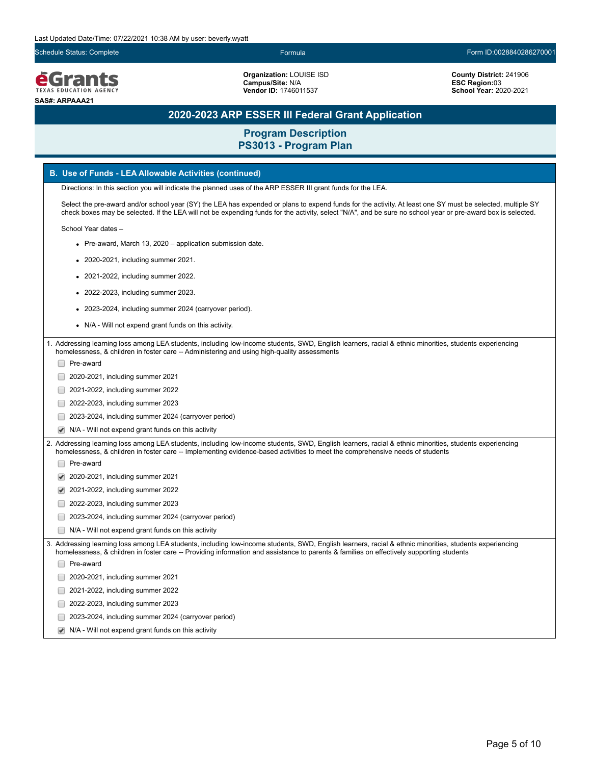Last Updated Date/Time: 07/22/2021 10:38 AM by user: beverly.wyatt

Schedule Status: Complete | Formula | Form ID:0028840286270001

**eGrants** TEXAS EDUCATION AGENCY

**SAS#: ARPAAA21**

**Organization:** LOUISE ISD
**Campus/Site:** N/A
**Vendor ID:** 1746011537

**County District:** 241906
**ESC Region:** 03
**School Year:** 2020-2021

# 2020-2023 ARP ESSER III Federal Grant Application

## Program Description
## PS3013 - Program Plan

### B. Use of Funds - LEA Allowable Activities (continued)

Directions: In this section you will indicate the planned uses of the ARP ESSER III grant funds for the LEA.

Select the pre-award and/or school year (SY) the LEA has expended or plans to expend funds for the activity. At least one SY must be selected, multiple SY check boxes may be selected. If the LEA will not be expending funds for the activity, select "N/A", and be sure no school year or pre-award box is selected.

School Year dates –

- Pre-award, March 13, 2020 – application submission date.
- 2020-2021, including summer 2021.
- 2021-2022, including summer 2022.
- 2022-2023, including summer 2023.
- 2023-2024, including summer 2024 (carryover period).
- N/A - Will not expend grant funds on this activity.

1. Addressing learning loss among LEA students, including low-income students, SWD, English learners, racial & ethnic minorities, students experiencing homelessness, & children in foster care -- Administering and using high-quality assessments

- [ ] Pre-award
- [ ] 2020-2021, including summer 2021
- [ ] 2021-2022, including summer 2022
- [ ] 2022-2023, including summer 2023
- [ ] 2023-2024, including summer 2024 (carryover period)
- [x] N/A - Will not expend grant funds on this activity

2. Addressing learning loss among LEA students, including low-income students, SWD, English learners, racial & ethnic minorities, students experiencing homelessness, & children in foster care -- Implementing evidence-based activities to meet the comprehensive needs of students

- [ ] Pre-award
- [x] 2020-2021, including summer 2021
- [x] 2021-2022, including summer 2022
- [ ] 2022-2023, including summer 2023
- [ ] 2023-2024, including summer 2024 (carryover period)
- [ ] N/A - Will not expend grant funds on this activity

3. Addressing learning loss among LEA students, including low-income students, SWD, English learners, racial & ethnic minorities, students experiencing homelessness, & children in foster care -- Providing information and assistance to parents & families on effectively supporting students

- [ ] Pre-award
- [ ] 2020-2021, including summer 2021
- [ ] 2021-2022, including summer 2022
- [ ] 2022-2023, including summer 2023
- [ ] 2023-2024, including summer 2024 (carryover period)
- [x] N/A - Will not expend grant funds on this activity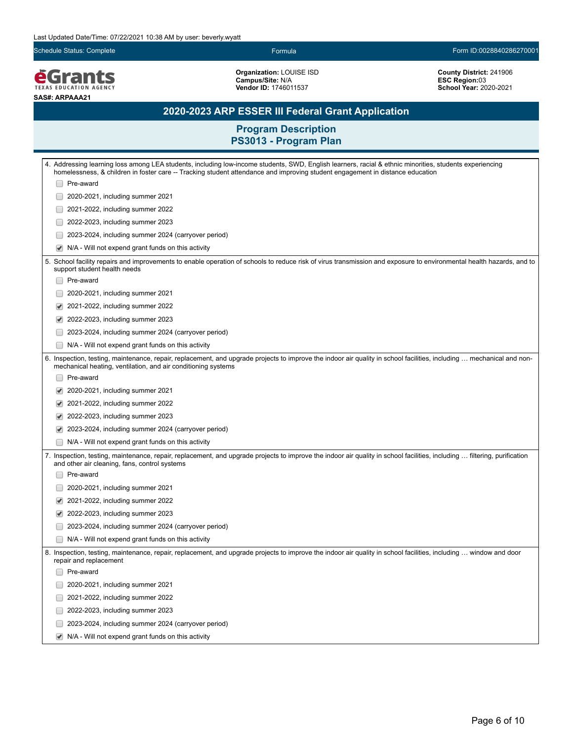Last Updated Date/Time: 07/22/2021 10:38 AM by user: beverly.wyatt

Schedule Status: Complete | Formula | Form ID:0028840286270001

**eGrants** TEXAS EDUCATION AGENCY

**SAS#: ARPAAA21**

**Organization:** LOUISE ISD
**Campus/Site:** N/A
**Vendor ID:** 1746011537

**County District:** 241906
**ESC Region:**03
**School Year:** 2020-2021

# 2020-2023 ARP ESSER III Federal Grant Application

## Program Description
## PS3013 - Program Plan

4. Addressing learning loss among LEA students, including low-income students, SWD, English learners, racial & ethnic minorities, students experiencing homelessness, & children in foster care -- Tracking student attendance and improving student engagement in distance education

- [ ] Pre-award
- [ ] 2020-2021, including summer 2021
- [ ] 2021-2022, including summer 2022
- [ ] 2022-2023, including summer 2023
- [ ] 2023-2024, including summer 2024 (carryover period)
- [x] N/A - Will not expend grant funds on this activity

5. School facility repairs and improvements to enable operation of schools to reduce risk of virus transmission and exposure to environmental health hazards, and to support student health needs

- [ ] Pre-award
- [ ] 2020-2021, including summer 2021
- [x] 2021-2022, including summer 2022
- [x] 2022-2023, including summer 2023
- [ ] 2023-2024, including summer 2024 (carryover period)
- [ ] N/A - Will not expend grant funds on this activity

6. Inspection, testing, maintenance, repair, replacement, and upgrade projects to improve the indoor air quality in school facilities, including … mechanical and non-mechanical heating, ventilation, and air conditioning systems

- [ ] Pre-award
- [x] 2020-2021, including summer 2021
- [x] 2021-2022, including summer 2022
- [x] 2022-2023, including summer 2023
- [x] 2023-2024, including summer 2024 (carryover period)
- [ ] N/A - Will not expend grant funds on this activity

7. Inspection, testing, maintenance, repair, replacement, and upgrade projects to improve the indoor air quality in school facilities, including … filtering, purification and other air cleaning, fans, control systems

- [ ] Pre-award
- [ ] 2020-2021, including summer 2021
- [x] 2021-2022, including summer 2022
- [x] 2022-2023, including summer 2023
- [ ] 2023-2024, including summer 2024 (carryover period)
- [ ] N/A - Will not expend grant funds on this activity

8. Inspection, testing, maintenance, repair, replacement, and upgrade projects to improve the indoor air quality in school facilities, including … window and door repair and replacement

- [ ] Pre-award
- [ ] 2020-2021, including summer 2021
- [ ] 2021-2022, including summer 2022
- [ ] 2022-2023, including summer 2023
- [ ] 2023-2024, including summer 2024 (carryover period)
- [x] N/A - Will not expend grant funds on this activity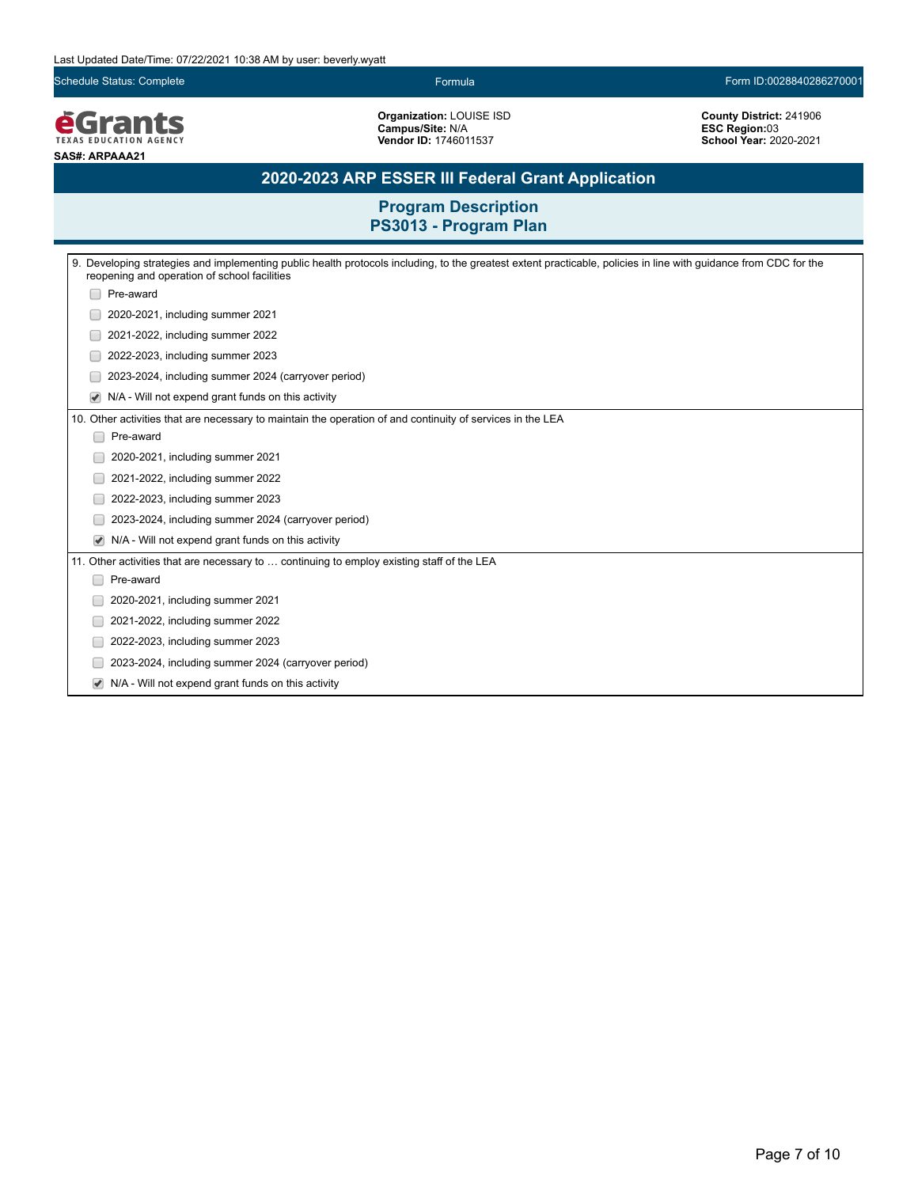Last Updated Date/Time: 07/22/2021 10:38 AM by user: beverly.wyatt

Schedule Status: Complete | Formula | Form ID:0028840286270001

**Organization:** LOUISE ISD
**Campus/Site:** N/A
**Vendor ID:** 1746011537

**County District:** 241906
**ESC Region:** 03
**School Year:** 2020-2021

**SAS#: ARPAAA21**

# 2020-2023 ARP ESSER III Federal Grant Application

## Program Description
## PS3013 - Program Plan

9. Developing strategies and implementing public health protocols including, to the greatest extent practicable, policies in line with guidance from CDC for the reopening and operation of school facilities
   - [ ] Pre-award
   - [ ] 2020-2021, including summer 2021
   - [ ] 2021-2022, including summer 2022
   - [ ] 2022-2023, including summer 2023
   - [ ] 2023-2024, including summer 2024 (carryover period)
   - [x] N/A - Will not expend grant funds on this activity

10. Other activities that are necessary to maintain the operation of and continuity of services in the LEA
    - [ ] Pre-award
    - [ ] 2020-2021, including summer 2021
    - [ ] 2021-2022, including summer 2022
    - [ ] 2022-2023, including summer 2023
    - [ ] 2023-2024, including summer 2024 (carryover period)
    - [x] N/A - Will not expend grant funds on this activity

11. Other activities that are necessary to … continuing to employ existing staff of the LEA
    - [ ] Pre-award
    - [ ] 2020-2021, including summer 2021
    - [ ] 2021-2022, including summer 2022
    - [ ] 2022-2023, including summer 2023
    - [ ] 2023-2024, including summer 2024 (carryover period)
    - [x] N/A - Will not expend grant funds on this activity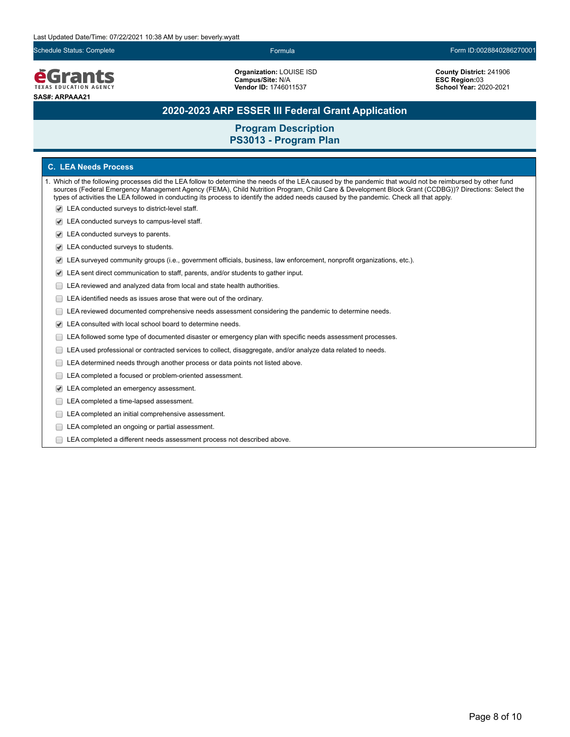Last Updated Date/Time: 07/22/2021 10:38 AM by user: beverly.wyatt

Schedule Status: Complete | Formula | Form ID:0028840286270001

eGrants TEXAS EDUCATION AGENCY

SAS#: ARPAAA21

**Organization:** LOUISE ISD
**Campus/Site:** N/A
**Vendor ID:** 1746011537

**County District:** 241906
**ESC Region:**03
**School Year:** 2020-2021

# 2020-2023 ARP ESSER III Federal Grant Application

## Program Description
## PS3013 - Program Plan

### C. LEA Needs Process

1. Which of the following processes did the LEA follow to determine the needs of the LEA caused by the pandemic that would not be reimbursed by other fund sources (Federal Emergency Management Agency (FEMA), Child Nutrition Program, Child Care & Development Block Grant (CCDBG))? Directions: Select the types of activities the LEA followed in conducting its process to identify the added needs caused by the pandemic. Check all that apply.

- [x] LEA conducted surveys to district-level staff.
- [x] LEA conducted surveys to campus-level staff.
- [x] LEA conducted surveys to parents.
- [x] LEA conducted surveys to students.
- [x] LEA surveyed community groups (i.e., government officials, business, law enforcement, nonprofit organizations, etc.).
- [x] LEA sent direct communication to staff, parents, and/or students to gather input.
- [ ] LEA reviewed and analyzed data from local and state health authorities.
- [ ] LEA identified needs as issues arose that were out of the ordinary.
- [ ] LEA reviewed documented comprehensive needs assessment considering the pandemic to determine needs.
- [x] LEA consulted with local school board to determine needs.
- [ ] LEA followed some type of documented disaster or emergency plan with specific needs assessment processes.
- [ ] LEA used professional or contracted services to collect, disaggregate, and/or analyze data related to needs.
- [ ] LEA determined needs through another process or data points not listed above.
- [ ] LEA completed a focused or problem-oriented assessment.
- [x] LEA completed an emergency assessment.
- [ ] LEA completed a time-lapsed assessment.
- [ ] LEA completed an initial comprehensive assessment.
- [ ] LEA completed an ongoing or partial assessment.
- [ ] LEA completed a different needs assessment process not described above.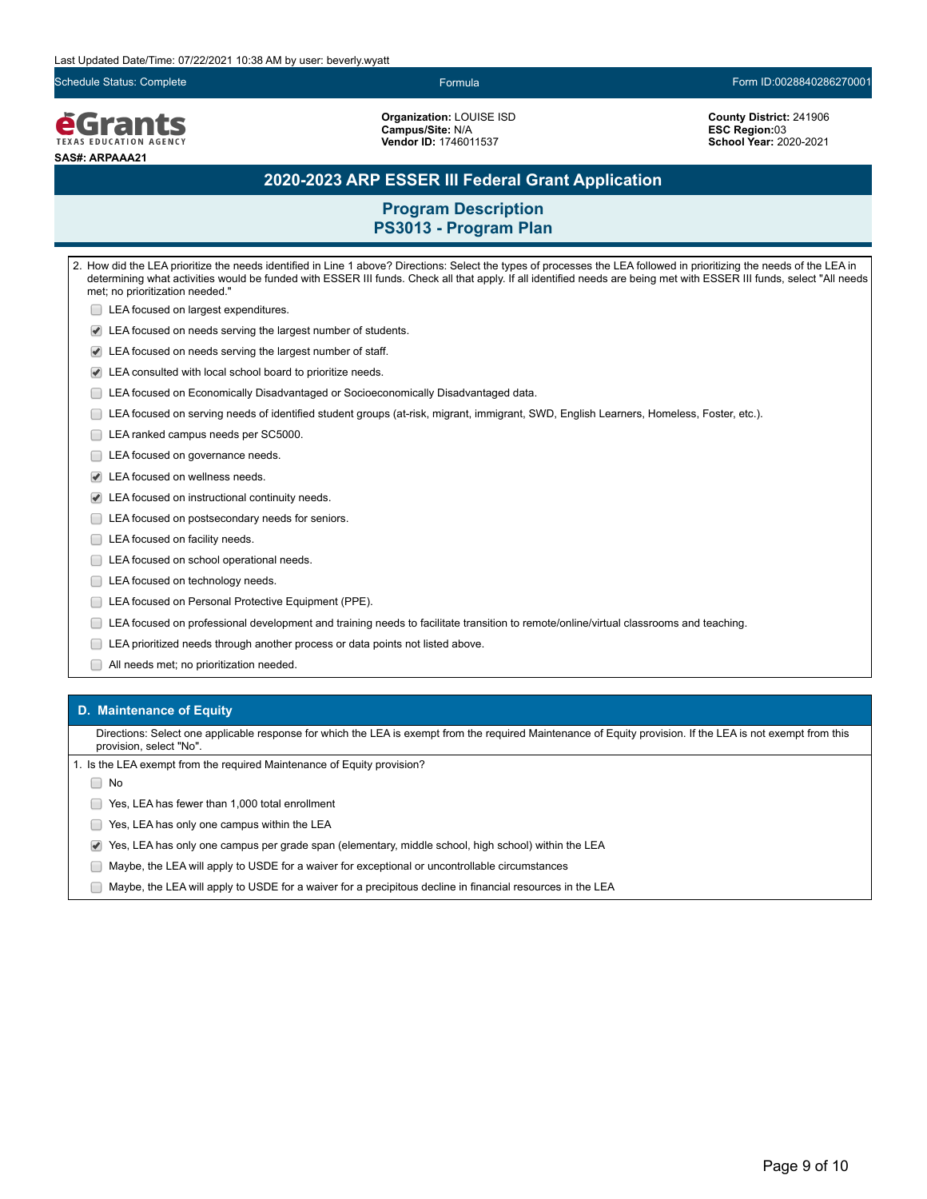Last Updated Date/Time: 07/22/2021 10:38 AM by user: beverly.wyatt

Schedule Status: Complete | Formula | Form ID:0028840286270001

**eGrants** TEXAS EDUCATION AGENCY

**SAS#: ARPAAA21**

**Organization:** LOUISE ISD
**Campus/Site:** N/A
**Vendor ID:** 1746011537

**County District:** 241906
**ESC Region:** 03
**School Year:** 2020-2021

# 2020-2023 ARP ESSER III Federal Grant Application

## Program Description
## PS3013 - Program Plan

2. How did the LEA prioritize the needs identified in Line 1 above? Directions: Select the types of processes the LEA followed in prioritizing the needs of the LEA in determining what activities would be funded with ESSER III funds. Check all that apply. If all identified needs are being met with ESSER III funds, select "All needs met; no prioritization needed."

- [ ] LEA focused on largest expenditures.
- [x] LEA focused on needs serving the largest number of students.
- [x] LEA focused on needs serving the largest number of staff.
- [x] LEA consulted with local school board to prioritize needs.
- [ ] LEA focused on Economically Disadvantaged or Socioeconomically Disadvantaged data.
- [ ] LEA focused on serving needs of identified student groups (at-risk, migrant, immigrant, SWD, English Learners, Homeless, Foster, etc.).
- [ ] LEA ranked campus needs per SC5000.
- [ ] LEA focused on governance needs.
- [x] LEA focused on wellness needs.
- [x] LEA focused on instructional continuity needs.
- [ ] LEA focused on postsecondary needs for seniors.
- [ ] LEA focused on facility needs.
- [ ] LEA focused on school operational needs.
- [ ] LEA focused on technology needs.
- [ ] LEA focused on Personal Protective Equipment (PPE).
- [ ] LEA focused on professional development and training needs to facilitate transition to remote/online/virtual classrooms and teaching.
- [ ] LEA prioritized needs through another process or data points not listed above.
- [ ] All needs met; no prioritization needed.

### D. Maintenance of Equity

Directions: Select one applicable response for which the LEA is exempt from the required Maintenance of Equity provision. If the LEA is not exempt from this provision, select "No".

1. Is the LEA exempt from the required Maintenance of Equity provision?

- [ ] No
- [ ] Yes, LEA has fewer than 1,000 total enrollment
- [ ] Yes, LEA has only one campus within the LEA
- [x] Yes, LEA has only one campus per grade span (elementary, middle school, high school) within the LEA
- [ ] Maybe, the LEA will apply to USDE for a waiver for exceptional or uncontrollable circumstances
- [ ] Maybe, the LEA will apply to USDE for a waiver for a precipitous decline in financial resources in the LEA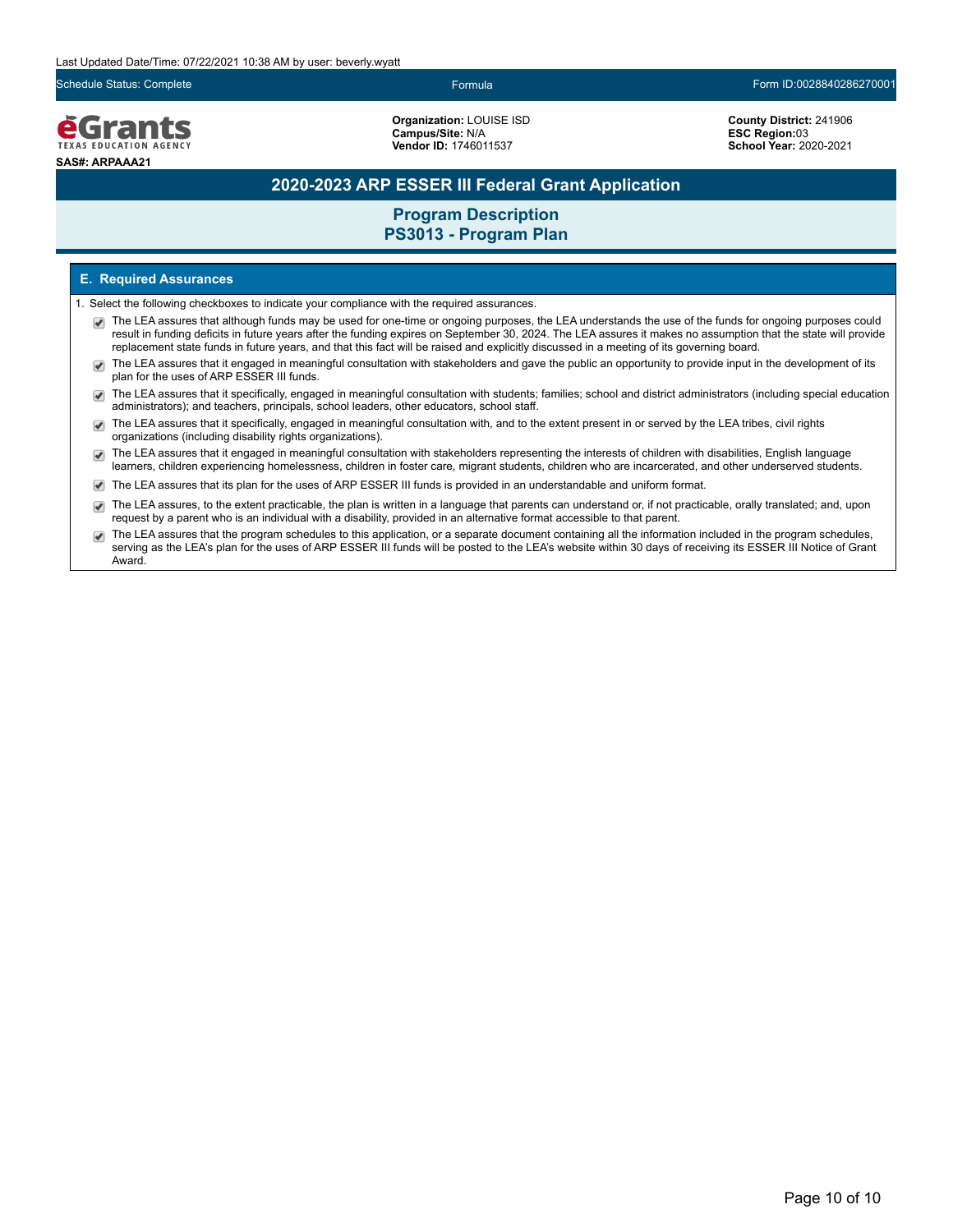Last Updated Date/Time: 07/22/2021 10:38 AM by user: beverly.wyatt

Schedule Status: Complete | Formula | Form ID:0028840286270001

eGrants TEXAS EDUCATION AGENCY

SAS#: ARPAAA21

**Organization:** LOUISE ISD
**Campus/Site:** N/A
**Vendor ID:** 1746011537

**County District:** 241906
**ESC Region:** 03
**School Year:** 2020-2021

## 2020-2023 ARP ESSER III Federal Grant Application

### Program Description
### PS3013 - Program Plan

#### E. Required Assurances

1. Select the following checkboxes to indicate your compliance with the required assurances.

- [x] The LEA assures that although funds may be used for one-time or ongoing purposes, the LEA understands the use of the funds for ongoing purposes could result in funding deficits in future years after the funding expires on September 30, 2024. The LEA assures it makes no assumption that the state will provide replacement state funds in future years, and that this fact will be raised and explicitly discussed in a meeting of its governing board.
- [x] The LEA assures that it engaged in meaningful consultation with stakeholders and gave the public an opportunity to provide input in the development of its plan for the uses of ARP ESSER III funds.
- [x] The LEA assures that it specifically, engaged in meaningful consultation with students; families; school and district administrators (including special education administrators); and teachers, principals, school leaders, other educators, school staff.
- [x] The LEA assures that it specifically, engaged in meaningful consultation with, and to the extent present in or served by the LEA tribes, civil rights organizations (including disability rights organizations).
- [x] The LEA assures that it engaged in meaningful consultation with stakeholders representing the interests of children with disabilities, English language learners, children experiencing homelessness, children in foster care, migrant students, children who are incarcerated, and other underserved students.
- [x] The LEA assures that its plan for the uses of ARP ESSER III funds is provided in an understandable and uniform format.
- [x] The LEA assures, to the extent practicable, the plan is written in a language that parents can understand or, if not practicable, orally translated; and, upon request by a parent who is an individual with a disability, provided in an alternative format accessible to that parent.
- [x] The LEA assures that the program schedules to this application, or a separate document containing all the information included in the program schedules, serving as the LEA's plan for the uses of ARP ESSER III funds will be posted to the LEA's website within 30 days of receiving its ESSER III Notice of Grant Award.